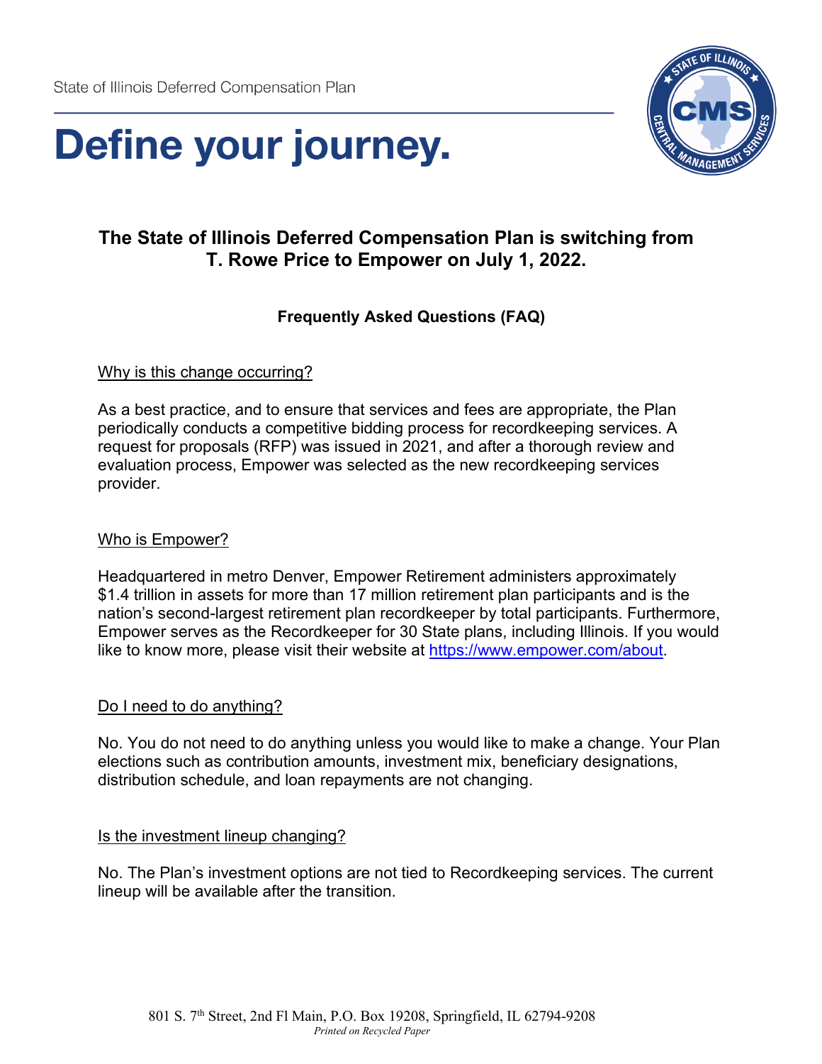State of Illinois Deferred Compensation Plan

# Define your journey.

## The State of Illinois Deferred Compensation Plan is switching from T. Rowe Price to Empower on July 1, 2022.

### Frequently Asked Questions (FAQ)

Why is this change occurring?

As a best practice, and to ensure that services and fees are appropriate, the Plan periodically conducts a competitive bidding process for recordkeeping services. A request for proposals (RFP) was issued in 2021, and after a thorough review and evaluation process, Empower was selected as the new recordkeeping services provider.

Who is Empower?

Headquartered in metro Denver, Empower Retirement administers approximately $1.4 trillion in assets for more than 17 million retirement plan participants and is the nation's second-largest retirement plan recordkeeper by total participants. Furthermore, Empower serves as the Recordkeeper for 30 State plans, including Illinois. If you would like to know more, please visit their website at [https://www.empower.com/about](https://www.empower.com/about).

Do I need to do anything?

No. You do not need to do anything unless you would like to make a change. Your Plan elections such as contribution amounts, investment mix, beneficiary designations, distribution schedule, and loan repayments are not changing.

Is the investment lineup changing?

No. The Plan's investment options are not tied to Recordkeeping services. The current lineup will be available after the transition.

801 S. 7th Street, 2nd Fl Main, P.O. Box 19208, Springfield, IL 62794-9208

*Printed on Recycled Paper*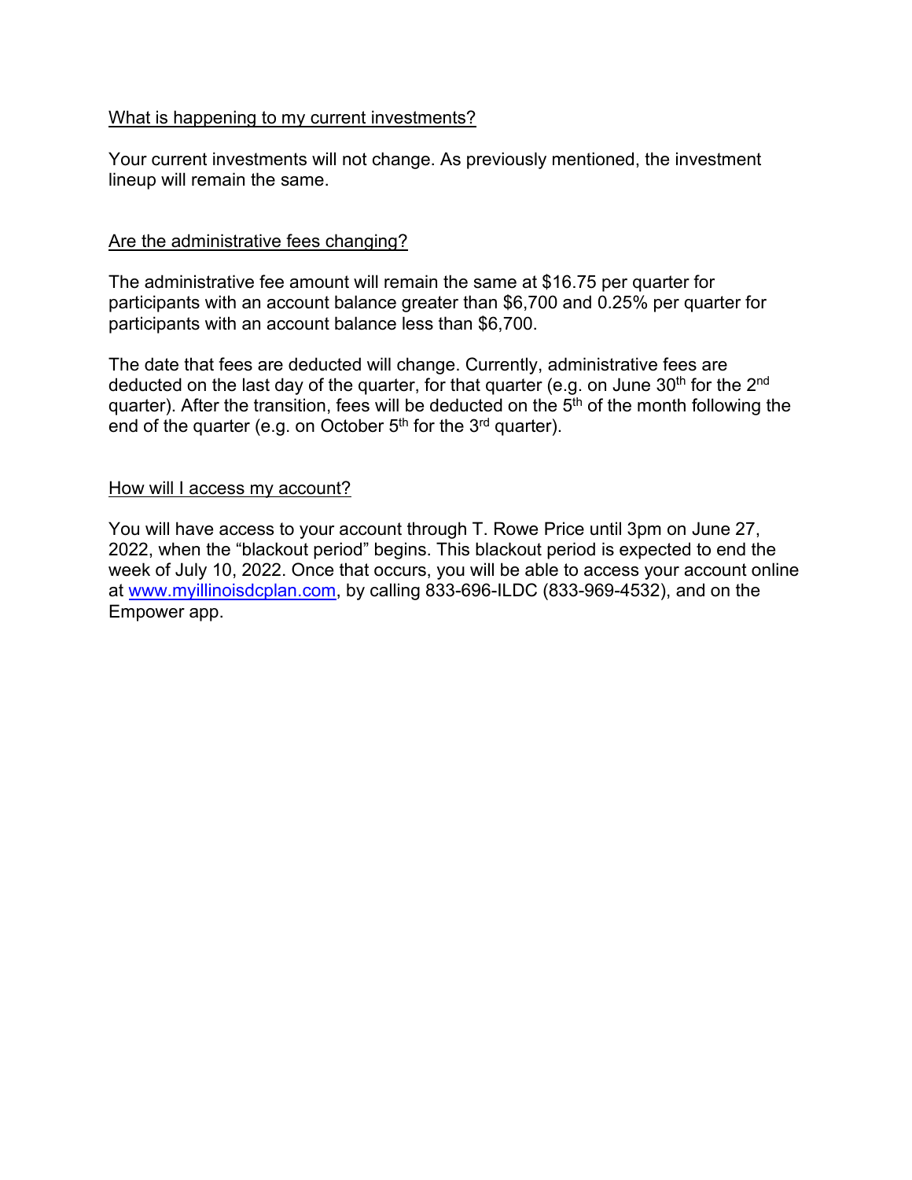What is happening to my current investments?

Your current investments will not change. As previously mentioned, the investment lineup will remain the same.

Are the administrative fees changing?

The administrative fee amount will remain the same at $16.75 per quarter for participants with an account balance greater than $6,700 and 0.25% per quarter for participants with an account balance less than $6,700.

The date that fees are deducted will change. Currently, administrative fees are deducted on the last day of the quarter, for that quarter (e.g. on June 30th for the 2nd quarter). After the transition, fees will be deducted on the 5th of the month following the end of the quarter (e.g. on October 5th for the 3rd quarter).

How will I access my account?

You will have access to your account through T. Rowe Price until 3pm on June 27, 2022, when the "blackout period" begins. This blackout period is expected to end the week of July 10, 2022. Once that occurs, you will be able to access your account online at [www.myillinoisdcplan.com](http://www.myillinoisdcplan.com), by calling 833-696-ILDC (833-969-4532), and on the Empower app.